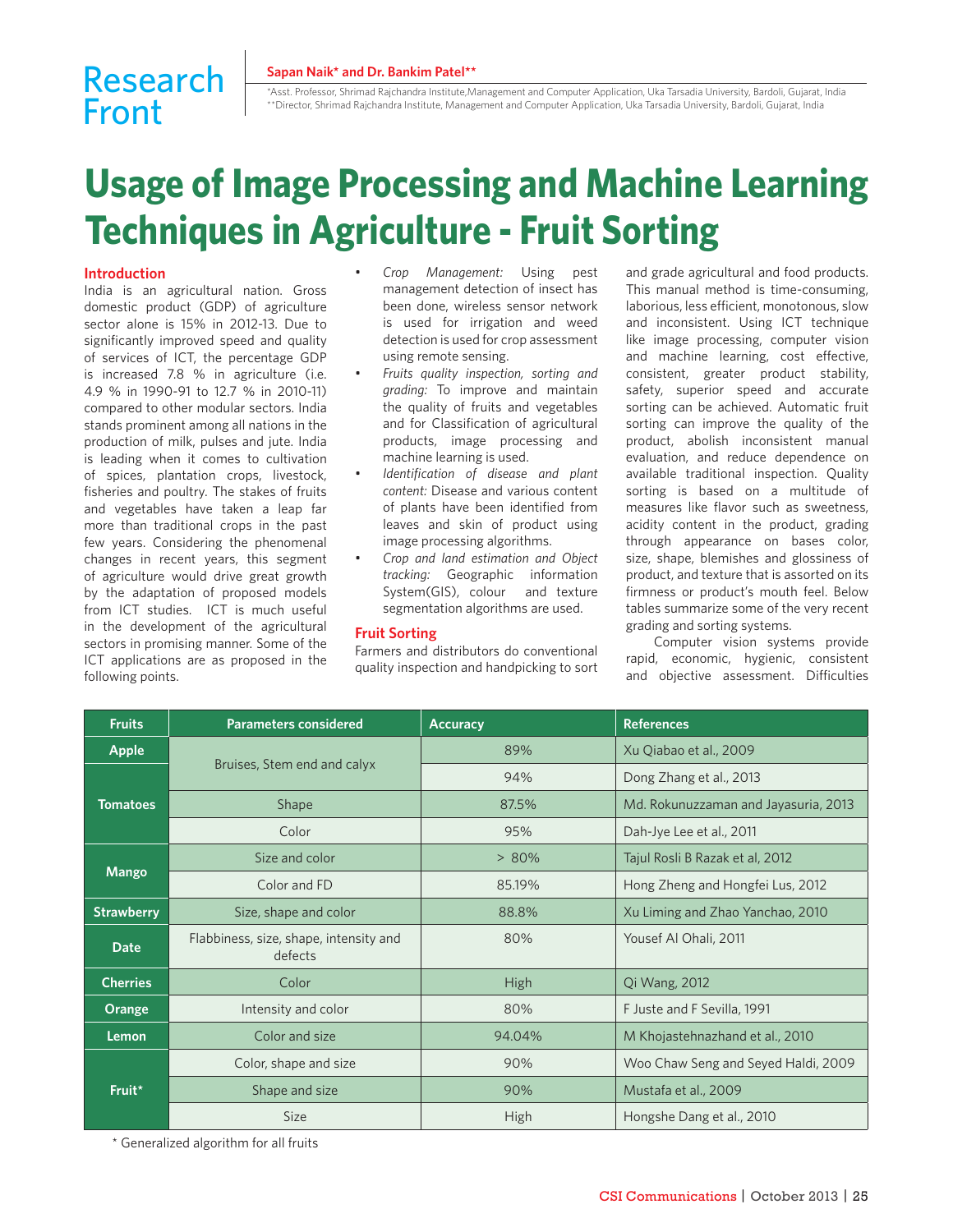Research Front

**Sapan Naik\* and Dr. Bankim Patel\*\***

\*Asst. Professor, Shrimad Rajchandra Institute,Management and Computer Application, Uka Tarsadia University, Bardoli, Gujarat, India
\*\*Director, Shrimad Rajchandra Institute, Management and Computer Application, Uka Tarsadia University, Bardoli, Gujarat, India

# Usage of Image Processing and Machine Learning Techniques in Agriculture - Fruit Sorting

## Introduction

India is an agricultural nation. Gross domestic product (GDP) of agriculture sector alone is 15% in 2012-13. Due to significantly improved speed and quality of services of ICT, the percentage GDP is increased 7.8 % in agriculture (i.e. 4.9 % in 1990-91 to 12.7 % in 2010-11) compared to other modular sectors. India stands prominent among all nations in the production of milk, pulses and jute. India is leading when it comes to cultivation of spices, plantation crops, livestock, fisheries and poultry. The stakes of fruits and vegetables have taken a leap far more than traditional crops in the past few years. Considering the phenomenal changes in recent years, this segment of agriculture would drive great growth by the adaptation of proposed models from ICT studies. ICT is much useful in the development of the agricultural sectors in promising manner. Some of the ICT applications are as proposed in the following points.

- *Crop Management:* Using pest management detection of insect has been done, wireless sensor network is used for irrigation and weed detection is used for crop assessment using remote sensing.
- *Fruits quality inspection, sorting and grading:* To improve and maintain the quality of fruits and vegetables and for Classification of agricultural products, image processing and machine learning is used.
- *Identification of disease and plant content:* Disease and various content of plants have been identified from leaves and skin of product using image processing algorithms.
- *Crop and land estimation and Object tracking:* Geographic information System(GIS), colour and texture segmentation algorithms are used.

## Fruit Sorting

Farmers and distributors do conventional quality inspection and handpicking to sort and grade agricultural and food products. This manual method is time-consuming, laborious, less efficient, monotonous, slow and inconsistent. Using ICT technique like image processing, computer vision and machine learning, cost effective, consistent, greater product stability, safety, superior speed and accurate sorting can be achieved. Automatic fruit sorting can improve the quality of the product, abolish inconsistent manual evaluation, and reduce dependence on available traditional inspection. Quality sorting is based on a multitude of measures like flavor such as sweetness, acidity content in the product, grading through appearance on bases color, size, shape, blemishes and glossiness of product, and texture that is assorted on its firmness or product's mouth feel. Below tables summarize some of the very recent grading and sorting systems.

Computer vision systems provide rapid, economic, hygienic, consistent and objective assessment. Difficulties

| Fruits | Parameters considered | Accuracy | References |
|---|---|---|---|
| Apple | Bruises, Stem end and calyx | 89% | Xu Qiabao et al., 2009 |
| Tomatoes | | 94% | Dong Zhang et al., 2013 |
| | Shape | 87.5% | Md. Rokunuzzaman and Jayasuria, 2013 |
| | Color | 95% | Dah-Jye Lee et al., 2011 |
| Mango | Size and color | > 80% | Tajul Rosli B Razak et al, 2012 |
| | Color and FD | 85.19% | Hong Zheng and Hongfei Lus, 2012 |
| Strawberry | Size, shape and color | 88.8% | Xu Liming and Zhao Yanchao, 2010 |
| Date | Flabbiness, size, shape, intensity and defects | 80% | Yousef Al Ohali, 2011 |
| Cherries | Color | High | Qi Wang, 2012 |
| Orange | Intensity and color | 80% | F Juste and F Sevilla, 1991 |
| Lemon | Color and size | 94.04% | M Khojastehnazhand et al., 2010 |
| Fruit* | Color, shape and size | 90% | Woo Chaw Seng and Seyed Haldi, 2009 |
| | Shape and size | 90% | Mustafa et al., 2009 |
| | Size | High | Hongshe Dang et al., 2010 |

\* Generalized algorithm for all fruits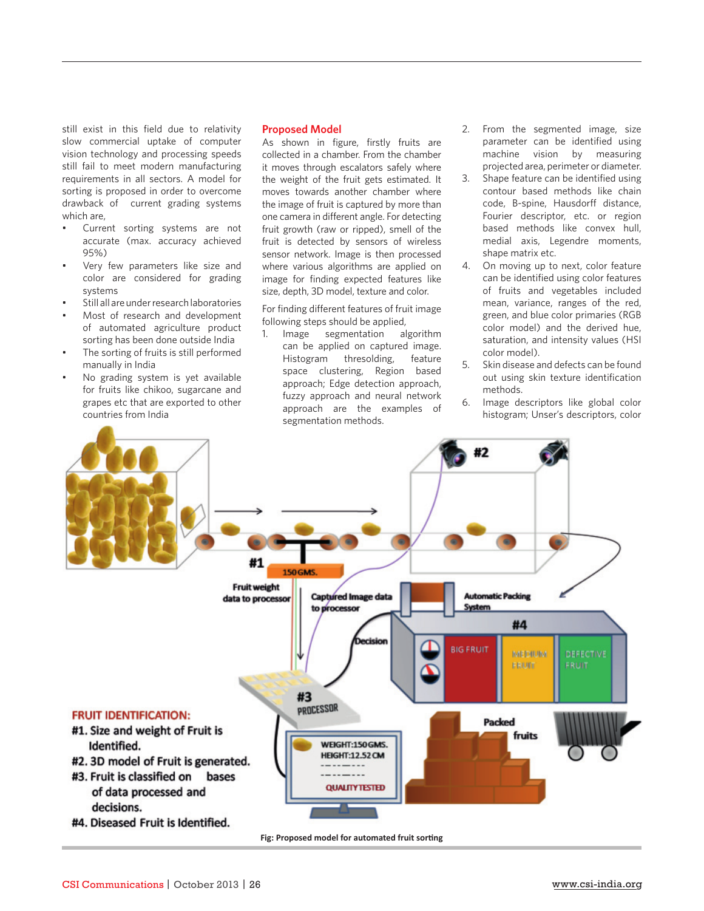still exist in this field due to relativity slow commercial uptake of computer vision technology and processing speeds still fail to meet modern manufacturing requirements in all sectors. A model for sorting is proposed in order to overcome drawback of current grading systems which are,

- Current sorting systems are not accurate (max. accuracy achieved 95%)
- Very few parameters like size and color are considered for grading systems
- Still all are under research laboratories
- Most of research and development of automated agriculture product sorting has been done outside India
- The sorting of fruits is still performed manually in India
- No grading system is yet available for fruits like chikoo, sugarcane and grapes etc that are exported to other countries from India

## Proposed Model

As shown in figure, firstly fruits are collected in a chamber. From the chamber it moves through escalators safely where the weight of the fruit gets estimated. It moves towards another chamber where the image of fruit is captured by more than one camera in different angle. For detecting fruit growth (raw or ripped), smell of the fruit is detected by sensors of wireless sensor network. Image is then processed where various algorithms are applied on image for finding expected features like size, depth, 3D model, texture and color.

For finding different features of fruit image following steps should be applied,

1. Image segmentation algorithm can be applied on captured image. Histogram thresolding, feature space clustering, Region based approach; Edge detection approach, fuzzy approach and neural network approach are the examples of segmentation methods.
2. From the segmented image, size parameter can be identified using machine vision by measuring projected area, perimeter or diameter.
3. Shape feature can be identified using contour based methods like chain code, B-spine, Hausdorff distance, Fourier descriptor, etc. or region based methods like convex hull, medial axis, Legendre moments, shape matrix etc.
4. On moving up to next, color feature can be identified using color features of fruits and vegetables included mean, variance, ranges of the red, green, and blue color primaries (RGB color model) and the derived hue, saturation, and intensity values (HSI color model).
5. Skin disease and defects can be found out using skin texture identification methods.
6. Image descriptors like global color histogram; Unser's descriptors, color

Fig: Proposed model for automated fruit sorting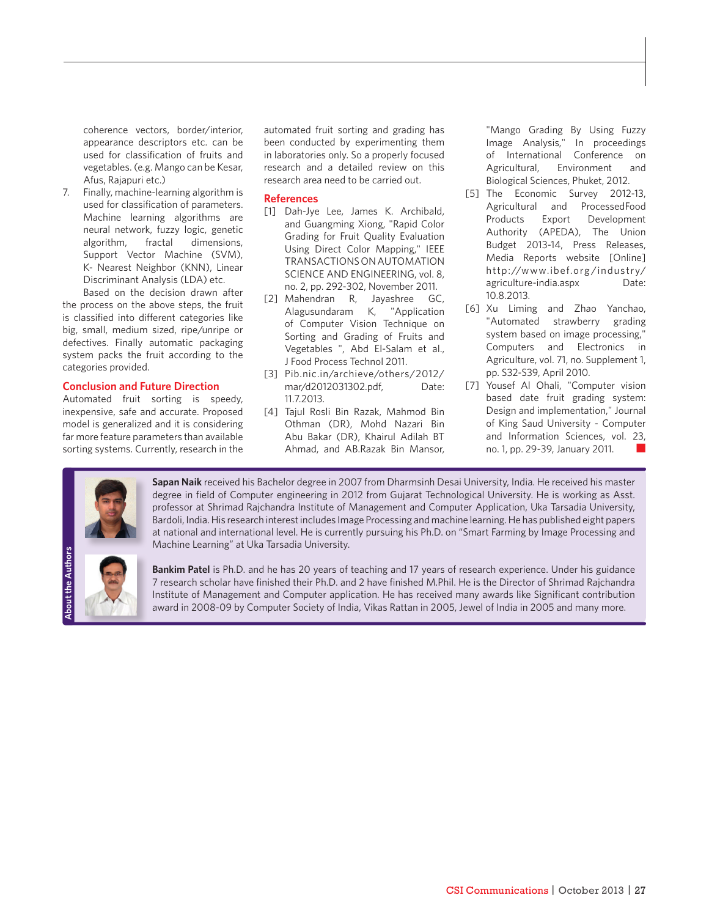coherence vectors, border/interior, appearance descriptors etc. can be used for classification of fruits and vegetables. (e.g. Mango can be Kesar, Afus, Rajapuri etc.)

7. Finally, machine-learning algorithm is used for classification of parameters. Machine learning algorithms are neural network, fuzzy logic, genetic algorithm, fractal dimensions, Support Vector Machine (SVM), K- Nearest Neighbor (KNN), Linear Discriminant Analysis (LDA) etc.

Based on the decision drawn after the process on the above steps, the fruit is classified into different categories like big, small, medium sized, ripe/unripe or defectives. Finally automatic packaging system packs the fruit according to the categories provided.

## Conclusion and Future Direction

Automated fruit sorting is speedy, inexpensive, safe and accurate. Proposed model is generalized and it is considering far more feature parameters than available sorting systems. Currently, research in the automated fruit sorting and grading has been conducted by experimenting them in laboratories only. So a properly focused research and a detailed review on this research area need to be carried out.

## References

[1] Dah-Jye Lee, James K. Archibald, and Guangming Xiong, "Rapid Color Grading for Fruit Quality Evaluation Using Direct Color Mapping," IEEE TRANSACTIONS ON AUTOMATION SCIENCE AND ENGINEERING, vol. 8, no. 2, pp. 292-302, November 2011.

[2] Mahendran R, Jayashree GC, Alagusundaram K, "Application of Computer Vision Technique on Sorting and Grading of Fruits and Vegetables ", Abd El-Salam et al., J Food Process Technol 2011.

[3] Pib.nic.in/archieve/others/2012/mar/d2012031302.pdf, Date: 11.7.2013.

[4] Tajul Rosli Bin Razak, Mahmod Bin Othman (DR), Mohd Nazari Bin Abu Bakar (DR), Khairul Adilah BT Ahmad, and AB.Razak Bin Mansor, "Mango Grading By Using Fuzzy Image Analysis," In proceedings of International Conference on Agricultural, Environment and Biological Sciences, Phuket, 2012.

[5] The Economic Survey 2012-13, Agricultural and ProcessedFood Products Export Development Authority (APEDA), The Union Budget 2013-14, Press Releases, Media Reports website [Online] http://www.ibef.org/industry/agriculture-india.aspx Date: 10.8.2013.

[6] Xu Liming and Zhao Yanchao, "Automated strawberry grading system based on image processing," Computers and Electronics in Agriculture, vol. 71, no. Supplement 1, pp. S32-S39, April 2010.

[7] Yousef Al Ohali, "Computer vision based date fruit grading system: Design and implementation," Journal of King Saud University - Computer and Information Sciences, vol. 23, no. 1, pp. 29-39, January 2011.

## About the Authors

**Sapan Naik** received his Bachelor degree in 2007 from Dharmsinh Desai University, India. He received his master degree in field of Computer engineering in 2012 from Gujarat Technological University. He is working as Asst. professor at Shrimad Rajchandra Institute of Management and Computer Application, Uka Tarsadia University, Bardoli, India. His research interest includes Image Processing and machine learning. He has published eight papers at national and international level. He is currently pursuing his Ph.D. on "Smart Farming by Image Processing and Machine Learning" at Uka Tarsadia University.

**Bankim Patel** is Ph.D. and he has 20 years of teaching and 17 years of research experience. Under his guidance 7 research scholar have finished their Ph.D. and 2 have finished M.Phil. He is the Director of Shrimad Rajchandra Institute of Management and Computer application. He has received many awards like Significant contribution award in 2008-09 by Computer Society of India, Vikas Rattan in 2005, Jewel of India in 2005 and many more.